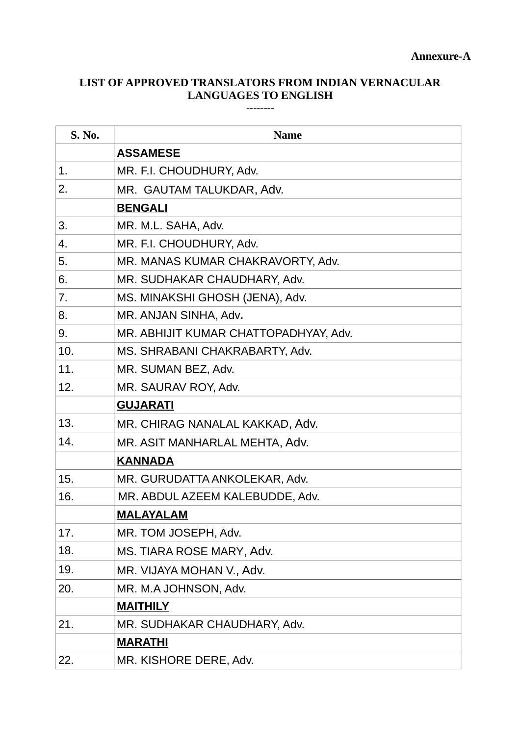**Annexure-A**

## LIST OF APPROVED TRANSLATORS FROM INDIAN VERNACULAR LANGUAGES TO ENGLISH

--------

| S. No. | Name |
|---|---|
| | **ASSAMESE** |
| 1. | MR. F.I. CHOUDHURY, Adv. |
| 2. | MR. GAUTAM TALUKDAR, Adv. |
| | **BENGALI** |
| 3. | MR. M.L. SAHA, Adv. |
| 4. | MR. F.I. CHOUDHURY, Adv. |
| 5. | MR. MANAS KUMAR CHAKRAVORTY, Adv. |
| 6. | MR. SUDHAKAR CHAUDHARY, Adv. |
| 7. | MS. MINAKSHI GHOSH (JENA), Adv. |
| 8. | MR. ANJAN SINHA, Adv. |
| 9. | MR. ABHIJIT KUMAR CHATTOPADHYAY, Adv. |
| 10. | MS. SHRABANI CHAKRABARTY, Adv. |
| 11. | MR. SUMAN BEZ, Adv. |
| 12. | MR. SAURAV ROY, Adv. |
| | **GUJARATI** |
| 13. | MR. CHIRAG NANALAL KAKKAD, Adv. |
| 14. | MR. ASIT MANHARLAL MEHTA, Adv. |
| | **KANNADA** |
| 15. | MR. GURUDATTA ANKOLEKAR, Adv. |
| 16. | MR. ABDUL AZEEM KALEBUDDE, Adv. |
| | **MALAYALAM** |
| 17. | MR. TOM JOSEPH, Adv. |
| 18. | MS. TIARA ROSE MARY, Adv. |
| 19. | MR. VIJAYA MOHAN V., Adv. |
| 20. | MR. M.A JOHNSON, Adv. |
| | **MAITHILY** |
| 21. | MR. SUDHAKAR CHAUDHARY, Adv. |
| | **MARATHI** |
| 22. | MR. KISHORE DERE, Adv. |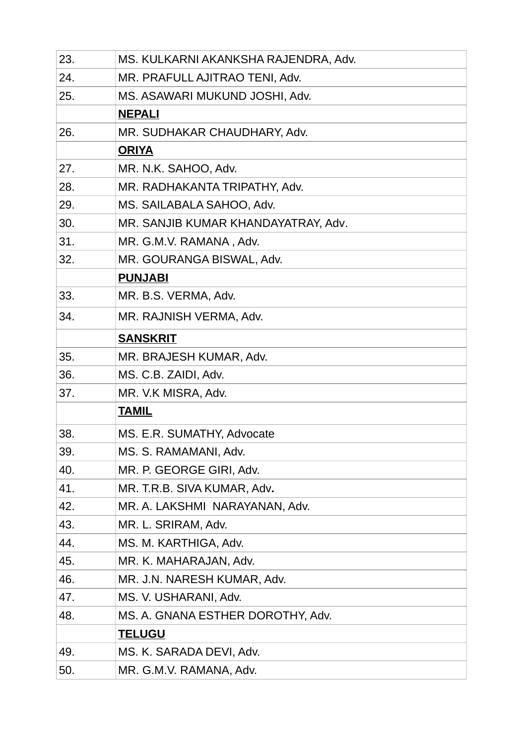| | |
|---|---|
| 23. | MS. KULKARNI AKANKSHA RAJENDRA, Adv. |
| 24. | MR. PRAFULL AJITRAO TENI, Adv. |
| 25. | MS. ASAWARI MUKUND JOSHI, Adv. |
| | **NEPALI** |
| 26. | MR. SUDHAKAR CHAUDHARY, Adv. |
| | **ORIYA** |
| 27. | MR. N.K. SAHOO, Adv. |
| 28. | MR. RADHAKANTA TRIPATHY, Adv. |
| 29. | MS. SAILABALA SAHOO, Adv. |
| 30. | MR. SANJIB KUMAR KHANDAYATRAY, Adv. |
| 31. | MR. G.M.V. RAMANA , Adv. |
| 32. | MR. GOURANGA BISWAL, Adv. |
| | **PUNJABI** |
| 33. | MR. B.S. VERMA, Adv. |
| 34. | MR. RAJNISH VERMA, Adv. |
| | **SANSKRIT** |
| 35. | MR. BRAJESH KUMAR, Adv. |
| 36. | MS. C.B. ZAIDI, Adv. |
| 37. | MR. V.K MISRA, Adv. |
| | **TAMIL** |
| 38. | MS. E.R. SUMATHY, Advocate |
| 39. | MS. S. RAMAMANI, Adv. |
| 40. | MR. P. GEORGE GIRI, Adv. |
| 41. | MR. T.R.B. SIVA KUMAR, Adv. |
| 42. | MR. A. LAKSHMI NARAYANAN, Adv. |
| 43. | MR. L. SRIRAM, Adv. |
| 44. | MS. M. KARTHIGA, Adv. |
| 45. | MR. K. MAHARAJAN, Adv. |
| 46. | MR. J.N. NARESH KUMAR, Adv. |
| 47. | MS. V. USHARANI, Adv. |
| 48. | MS. A. GNANA ESTHER DOROTHY, Adv. |
| | **TELUGU** |
| 49. | MS. K. SARADA DEVI, Adv. |
| 50. | MR. G.M.V. RAMANA, Adv. |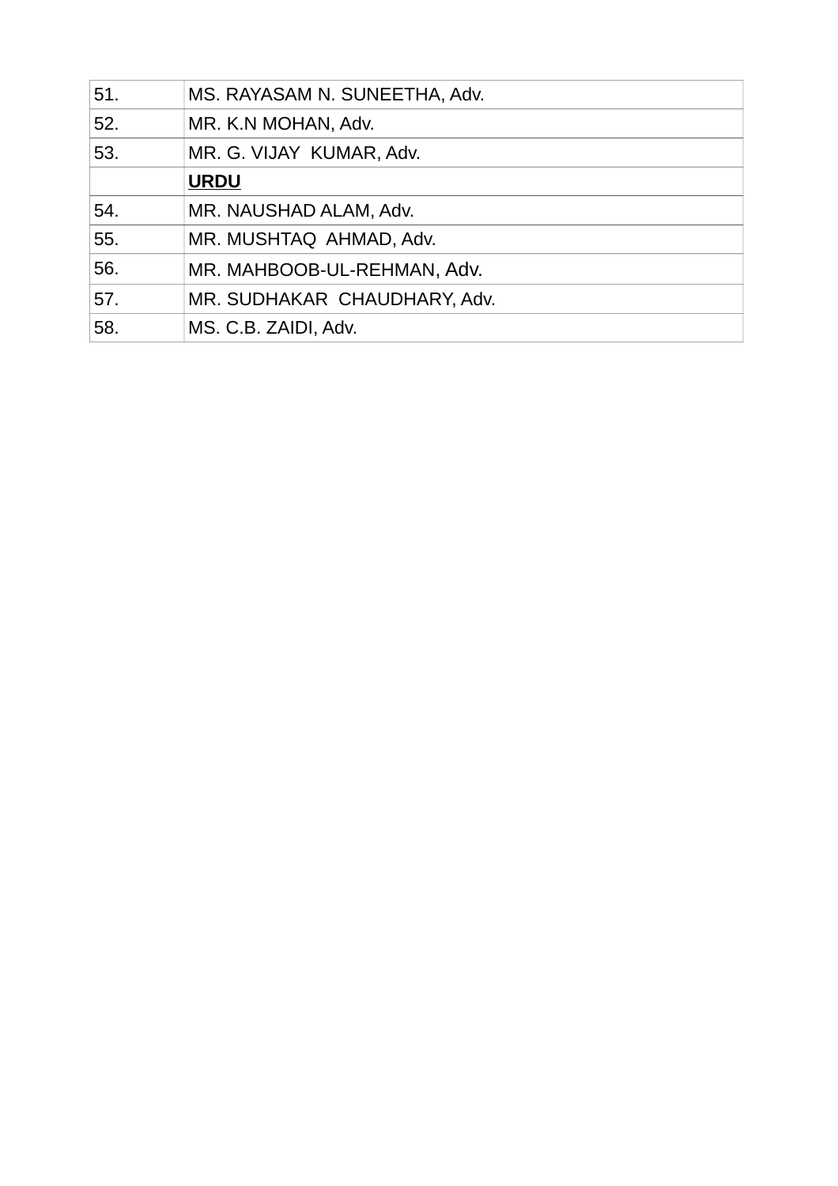| | |
|---|---|
| 51. | MS. RAYASAM N. SUNEETHA, Adv. |
| 52. | MR. K.N MOHAN, Adv. |
| 53. | MR. G. VIJAY KUMAR, Adv. |
| | **URDU** |
| 54. | MR. NAUSHAD ALAM, Adv. |
| 55. | MR. MUSHTAQ AHMAD, Adv. |
| 56. | MR. MAHBOOB-UL-REHMAN, Adv. |
| 57. | MR. SUDHAKAR CHAUDHARY, Adv. |
| 58. | MS. C.B. ZAIDI, Adv. |